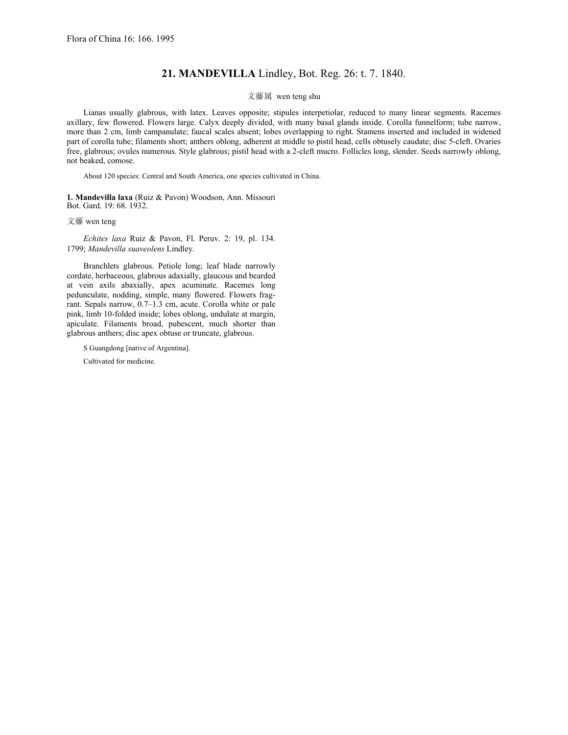Flora of China 16: 166. 1995

## 21. **MANDEVILLA** Lindley, Bot. Reg. 26: t. 7. 1840.

文藤属 wen teng shu

Lianas usually glabrous, with latex. Leaves opposite; stipules interpetiolar, reduced to many linear segments. Racemes axillary, few flowered. Flowers large. Calyx deeply divided, with many basal glands inside. Corolla funnelform; tube narrow, more than 2 cm, limb campanulate; faucal scales absent; lobes overlapping to right. Stamens inserted and included in widened part of corolla tube; filaments short; anthers oblong, adherent at middle to pistil head, cells obtusely caudate; disc 5-cleft. Ovaries free, glabrous; ovules numerous. Style glabrous; pistil head with a 2-cleft mucro. Follicles long, slender. Seeds narrowly oblong, not beaked, comose.

About 120 species: Central and South America, one species cultivated in China.

**1. Mandevilla laxa** (Ruiz & Pavon) Woodson, Ann. Missouri Bot. Gard. 19: 68. 1932.

文藤 wen teng

*Echites laxa* Ruiz & Pavon, Fl. Peruv. 2: 19, pl. 134. 1799; *Mandevilla suaveolens* Lindley.

Branchlets glabrous. Petiole long; leaf blade narrowly cordate, herbaceous, glabrous adaxially, glaucous and bearded at vein axils abaxially, apex acuminate. Racemes long pedunculate, nodding, simple, many flowered. Flowers fragrant. Sepals narrow, 0.7–1.3 cm, acute. Corolla white or pale pink, limb 10-folded inside; lobes oblong, undulate at margin, apiculate. Filaments broad, pubescent, much shorter than glabrous anthers; disc apex obtuse or truncate, glabrous.

S Guangdong [native of Argentina].

Cultivated for medicine.